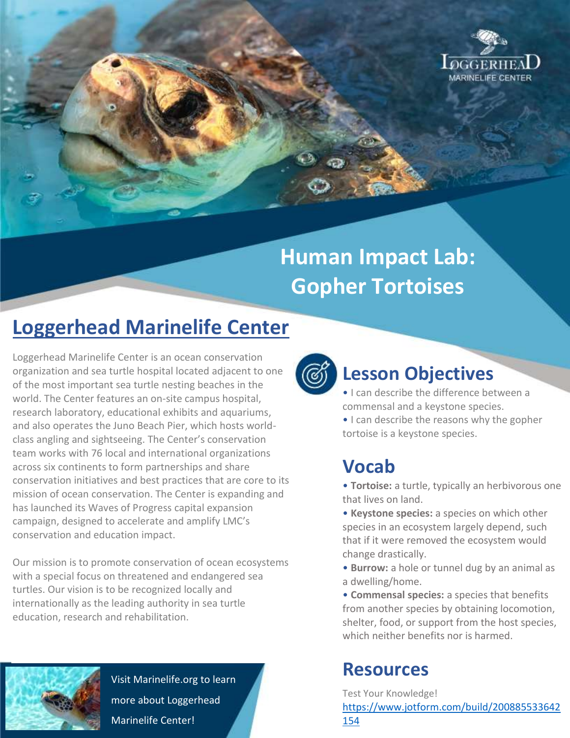LOGGERHEAD MARINELIFE CENTER

# Human Impact Lab: Gopher Tortoises

## Loggerhead Marinelife Center

Loggerhead Marinelife Center is an ocean conservation organization and sea turtle hospital located adjacent to one of the most important sea turtle nesting beaches in the world. The Center features an on-site campus hospital, research laboratory, educational exhibits and aquariums, and also operates the Juno Beach Pier, which hosts world-class angling and sightseeing. The Center's conservation team works with 76 local and international organizations across six continents to form partnerships and share conservation initiatives and best practices that are core to its mission of ocean conservation. The Center is expanding and has launched its Waves of Progress capital expansion campaign, designed to accelerate and amplify LMC's conservation and education impact.

Our mission is to promote conservation of ocean ecosystems with a special focus on threatened and endangered sea turtles. Our vision is to be recognized locally and internationally as the leading authority in sea turtle education, research and rehabilitation.

Visit Marinelife.org to learn more about Loggerhead Marinelife Center!

## Lesson Objectives

- I can describe the difference between a commensal and a keystone species.
- I can describe the reasons why the gopher tortoise is a keystone species.

## Vocab

- **Tortoise:** a turtle, typically an herbivorous one that lives on land.
- **Keystone species:** a species on which other species in an ecosystem largely depend, such that if it were removed the ecosystem would change drastically.
- **Burrow:** a hole or tunnel dug by an animal as a dwelling/home.
- **Commensal species:** a species that benefits from another species by obtaining locomotion, shelter, food, or support from the host species, which neither benefits nor is harmed.

## Resources

Test Your Knowledge!
https://www.jotform.com/build/200885533642154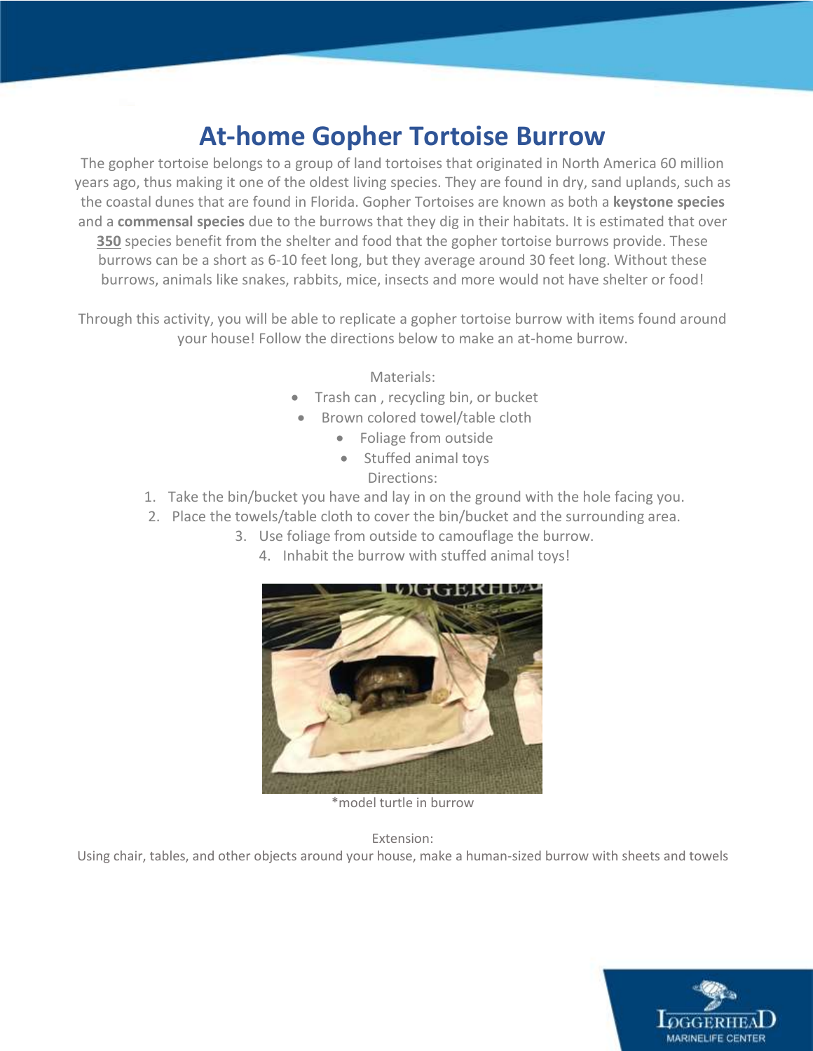# At-home Gopher Tortoise Burrow

The gopher tortoise belongs to a group of land tortoises that originated in North America 60 million years ago, thus making it one of the oldest living species. They are found in dry, sand uplands, such as the coastal dunes that are found in Florida. Gopher Tortoises are known as both a **keystone species** and a **commensal species** due to the burrows that they dig in their habitats. It is estimated that over **350** species benefit from the shelter and food that the gopher tortoise burrows provide. These burrows can be a short as 6-10 feet long, but they average around 30 feet long. Without these burrows, animals like snakes, rabbits, mice, insects and more would not have shelter or food!

Through this activity, you will be able to replicate a gopher tortoise burrow with items found around your house! Follow the directions below to make an at-home burrow.

Materials:

- Trash can , recycling bin, or bucket
- Brown colored towel/table cloth
- Foliage from outside
- Stuffed animal toys

Directions:

1. Take the bin/bucket you have and lay in on the ground with the hole facing you.
2. Place the towels/table cloth to cover the bin/bucket and the surrounding area.
3. Use foliage from outside to camouflage the burrow.
4. Inhabit the burrow with stuffed animal toys!

*model turtle in burrow

Extension:

Using chair, tables, and other objects around your house, make a human-sized burrow with sheets and towels